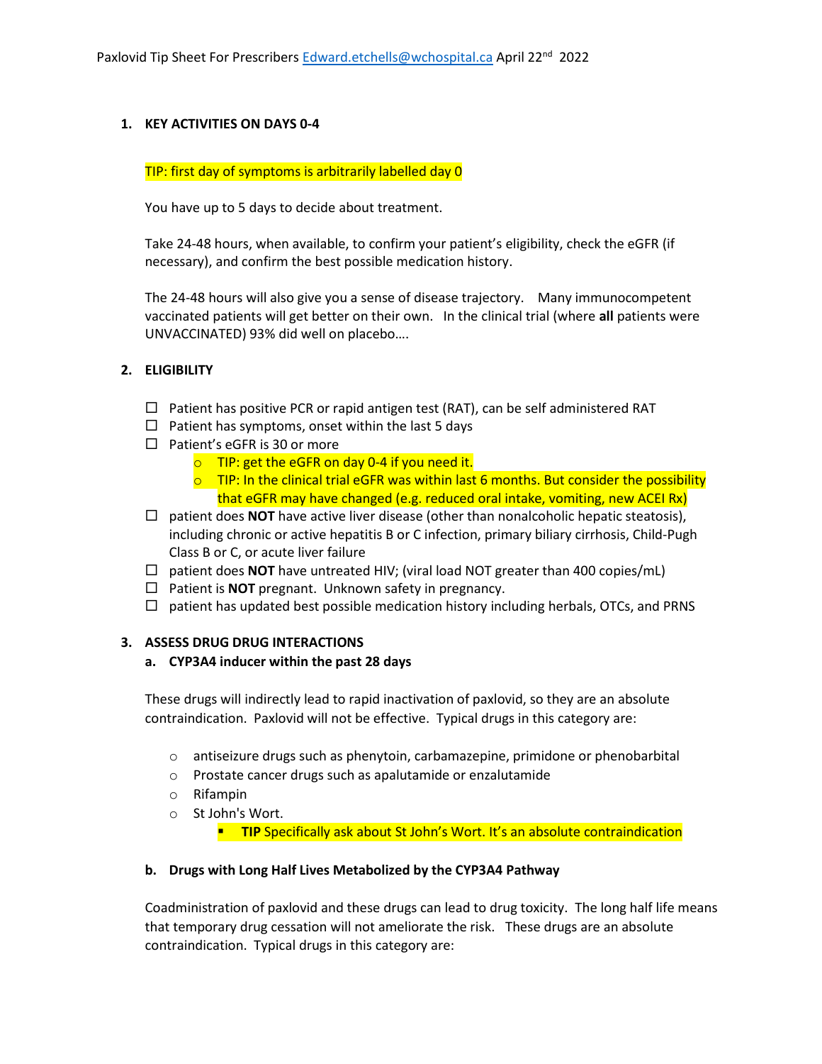Paxlovid Tip Sheet For Prescribers Edward.etchells@wchospital.ca April 22nd 2022

## 1. KEY ACTIVITIES ON DAYS 0-4

TIP: first day of symptoms is arbitrarily labelled day 0

You have up to 5 days to decide about treatment.

Take 24-48 hours, when available, to confirm your patient's eligibility, check the eGFR (if necessary), and confirm the best possible medication history.

The 24-48 hours will also give you a sense of disease trajectory. Many immunocompetent vaccinated patients will get better on their own. In the clinical trial (where **all** patients were UNVACCINATED) 93% did well on placebo….

## 2. ELIGIBILITY

- ☐ Patient has positive PCR or rapid antigen test (RAT), can be self administered RAT
- ☐ Patient has symptoms, onset within the last 5 days
- ☐ Patient's eGFR is 30 or more
  - TIP: get the eGFR on day 0-4 if you need it.
  - TIP: In the clinical trial eGFR was within last 6 months. But consider the possibility that eGFR may have changed (e.g. reduced oral intake, vomiting, new ACEI Rx)
- ☐ patient does **NOT** have active liver disease (other than nonalcoholic hepatic steatosis), including chronic or active hepatitis B or C infection, primary biliary cirrhosis, Child-Pugh Class B or C, or acute liver failure
- ☐ patient does **NOT** have untreated HIV; (viral load NOT greater than 400 copies/mL)
- ☐ Patient is **NOT** pregnant. Unknown safety in pregnancy.
- ☐ patient has updated best possible medication history including herbals, OTCs, and PRNS

## 3. ASSESS DRUG DRUG INTERACTIONS

### a. CYP3A4 inducer within the past 28 days

These drugs will indirectly lead to rapid inactivation of paxlovid, so they are an absolute contraindication. Paxlovid will not be effective. Typical drugs in this category are:

- antiseizure drugs such as phenytoin, carbamazepine, primidone or phenobarbital
- Prostate cancer drugs such as apalutamide or enzalutamide
- Rifampin
- St John's Wort.
  - **TIP** Specifically ask about St John's Wort. It's an absolute contraindication

### b. Drugs with Long Half Lives Metabolized by the CYP3A4 Pathway

Coadministration of paxlovid and these drugs can lead to drug toxicity. The long half life means that temporary drug cessation will not ameliorate the risk. These drugs are an absolute contraindication. Typical drugs in this category are: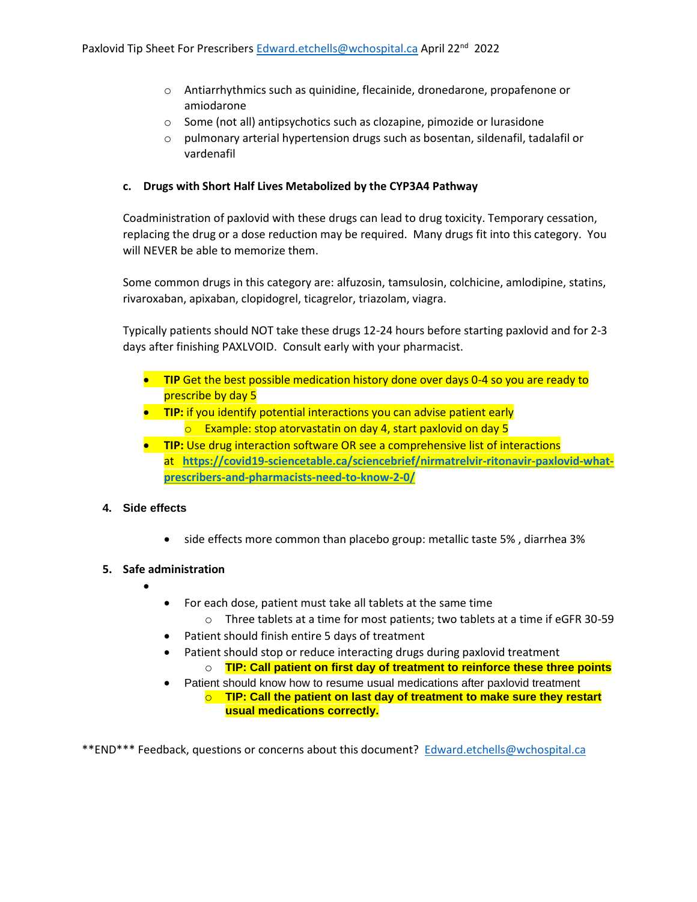- Antiarrhythmics such as quinidine, flecainide, dronedarone, propafenone or amiodarone
- Some (not all) antipsychotics such as clozapine, pimozide or lurasidone
- pulmonary arterial hypertension drugs such as bosentan, sildenafil, tadalafil or vardenafil

**c. Drugs with Short Half Lives Metabolized by the CYP3A4 Pathway**

Coadministration of paxlovid with these drugs can lead to drug toxicity. Temporary cessation, replacing the drug or a dose reduction may be required. Many drugs fit into this category. You will NEVER be able to memorize them.

Some common drugs in this category are: alfuzosin, tamsulosin, colchicine, amlodipine, statins, rivaroxaban, apixaban, clopidogrel, ticagrelor, triazolam, viagra.

Typically patients should NOT take these drugs 12-24 hours before starting paxlovid and for 2-3 days after finishing PAXLVOID. Consult early with your pharmacist.

- **TIP** Get the best possible medication history done over days 0-4 so you are ready to prescribe by day 5
- **TIP:** if you identify potential interactions you can advise patient early
  - Example: stop atorvastatin on day 4, start paxlovid on day 5
- **TIP:** Use drug interaction software OR see a comprehensive list of interactions at **https://covid19-sciencetable.ca/sciencebrief/nirmatrelvir-ritonavir-paxlovid-what-prescribers-and-pharmacists-need-to-know-2-0/**

## 4. Side effects

- side effects more common than placebo group: metallic taste 5% , diarrhea 3%

## 5. Safe administration

- For each dose, patient must take all tablets at the same time
  - Three tablets at a time for most patients; two tablets at a time if eGFR 30-59
- Patient should finish entire 5 days of treatment
- Patient should stop or reduce interacting drugs during paxlovid treatment
  - **TIP: Call patient on first day of treatment to reinforce these three points**
- Patient should know how to resume usual medications after paxlovid treatment
  - **TIP: Call the patient on last day of treatment to make sure they restart usual medications correctly.**

**END*** Feedback, questions or concerns about this document? Edward.etchells@wchospital.ca